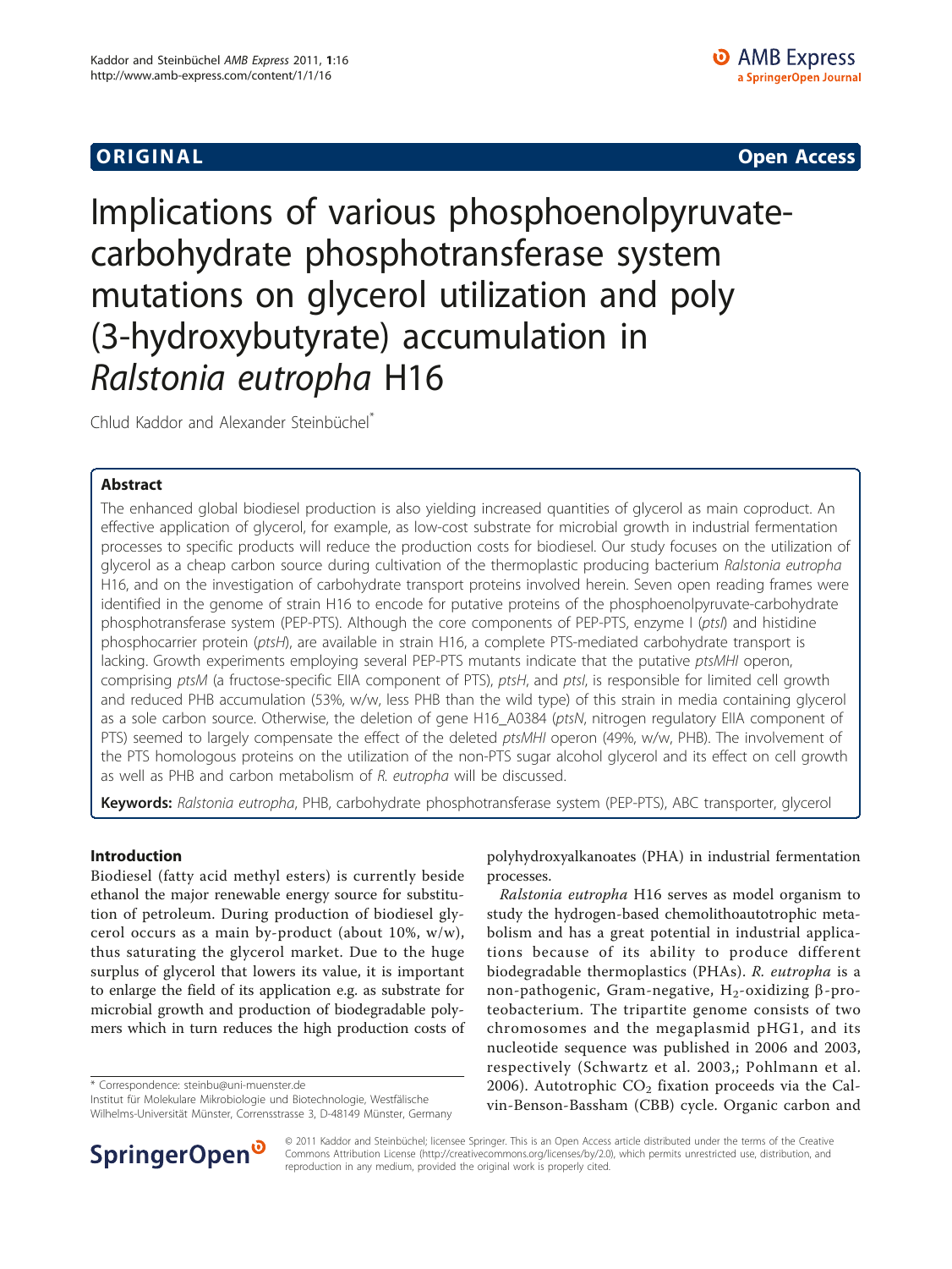ORIGINAL **Open Access**

# Implications of various phosphoenolpyruvate-carbohydrate phosphotransferase system mutations on glycerol utilization and poly (3-hydroxybutyrate) accumulation in *Ralstonia eutropha* H16

Chlud Kaddor and Alexander Steinbüchel*

## Abstract

The enhanced global biodiesel production is also yielding increased quantities of glycerol as main coproduct. An effective application of glycerol, for example, as low-cost substrate for microbial growth in industrial fermentation processes to specific products will reduce the production costs for biodiesel. Our study focuses on the utilization of glycerol as a cheap carbon source during cultivation of the thermoplastic producing bacterium *Ralstonia eutropha* H16, and on the investigation of carbohydrate transport proteins involved herein. Seven open reading frames were identified in the genome of strain H16 to encode for putative proteins of the phosphoenolpyruvate-carbohydrate phosphotransferase system (PEP-PTS). Although the core components of PEP-PTS, enzyme I (*ptsI*) and histidine phosphocarrier protein (*ptsH*), are available in strain H16, a complete PTS-mediated carbohydrate transport is lacking. Growth experiments employing several PEP-PTS mutants indicate that the putative *ptsMHI* operon, comprising *ptsM* (a fructose-specific EIIA component of PTS), *ptsH*, and *ptsI*, is responsible for limited cell growth and reduced PHB accumulation (53%, w/w, less PHB than the wild type) of this strain in media containing glycerol as a sole carbon source. Otherwise, the deletion of gene H16_A0384 (*ptsN*, nitrogen regulatory EIIA component of PTS) seemed to largely compensate the effect of the deleted *ptsMHI* operon (49%, w/w, PHB). The involvement of the PTS homologous proteins on the utilization of the non-PTS sugar alcohol glycerol and its effect on cell growth as well as PHB and carbon metabolism of *R. eutropha* will be discussed.

**Keywords:** *Ralstonia eutropha*, PHB, carbohydrate phosphotransferase system (PEP-PTS), ABC transporter, glycerol

## Introduction

Biodiesel (fatty acid methyl esters) is currently beside ethanol the major renewable energy source for substitution of petroleum. During production of biodiesel glycerol occurs as a main by-product (about 10%, w/w), thus saturating the glycerol market. Due to the huge surplus of glycerol that lowers its value, it is important to enlarge the field of its application e.g. as substrate for microbial growth and production of biodegradable polymers which in turn reduces the high production costs of polyhydroxyalkanoates (PHA) in industrial fermentation processes.

*Ralstonia eutropha* H16 serves as model organism to study the hydrogen-based chemolithoautotrophic metabolism and has a great potential in industrial applications because of its ability to produce different biodegradable thermoplastics (PHAs). *R. eutropha* is a non-pathogenic, Gram-negative, $H_2$-oxidizing β-proteobacterium. The tripartite genome consists of two chromosomes and the megaplasmid pHG1, and its nucleotide sequence was published in 2006 and 2003, respectively (Schwartz et al. 2003,; Pohlmann et al. 2006). Autotrophic $CO_2$ fixation proceeds via the Calvin-Benson-Bassham (CBB) cycle. Organic carbon and

* Correspondence: steinbu@uni-muenster.de
Institut für Molekulare Mikrobiologie und Biotechnologie, Westfälische Wilhelms-Universität Münster, Corrensstrasse 3, D-48149 Münster, Germany

© 2011 Kaddor and Steinbüchel; licensee Springer. This is an Open Access article distributed under the terms of the Creative Commons Attribution License (http://creativecommons.org/licenses/by/2.0), which permits unrestricted use, distribution, and reproduction in any medium, provided the original work is properly cited.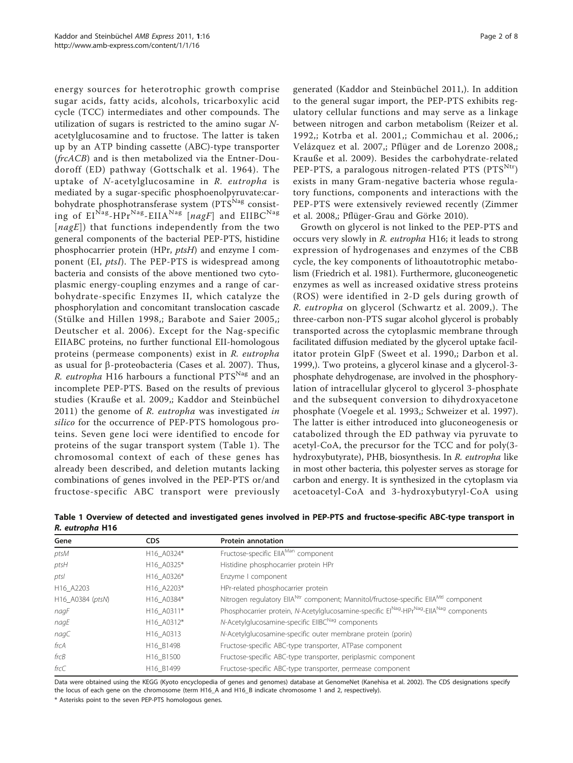energy sources for heterotrophic growth comprise sugar acids, fatty acids, alcohols, tricarboxylic acid cycle (TCC) intermediates and other compounds. The utilization of sugars is restricted to the amino sugar *N*-acetylglucosamine and to fructose. The latter is taken up by an ATP binding cassette (ABC)-type transporter (*frcACB*) and is then metabolized via the Entner-Doudoroff (ED) pathway (Gottschalk et al. 1964). The uptake of *N*-acetylglucosamine in *R. eutropha* is mediated by a sugar-specific phosphoenolpyruvate:carbohydrate phosphotransferase system ($PTS^{Nag}$ consisting of $EI^{Nag}$-$HPr^{Nag}$-$EIIA^{Nag}$ [*nagF*] and $EIIBC^{Nag}$ [*nagE*]) that functions independently from the two general components of the bacterial PEP-PTS, histidine phosphocarrier protein (HPr, *ptsH*) and enzyme I component (EI, *ptsI*). The PEP-PTS is widespread among bacteria and consists of the above mentioned two cytoplasmic energy-coupling enzymes and a range of carbohydrate-specific Enzymes II, which catalyze the phosphorylation and concomitant translocation cascade (Stülke and Hillen 1998,; Barabote and Saier 2005,; Deutscher et al. 2006). Except for the Nag-specific EIIABC proteins, no further functional EII-homologous proteins (permease components) exist in *R. eutropha* as usual for β-proteobacteria (Cases et al. 2007). Thus, *R. eutropha* H16 harbours a functional $PTS^{Nag}$ and an incomplete PEP-PTS. Based on the results of previous studies (Krauße et al. 2009,; Kaddor and Steinbüchel 2011) the genome of *R. eutropha* was investigated *in silico* for the occurrence of PEP-PTS homologous proteins. Seven gene loci were identified to encode for proteins of the sugar transport system (Table 1). The chromosomal context of each of these genes has already been described, and deletion mutants lacking combinations of genes involved in the PEP-PTS or/and fructose-specific ABC transport were previously generated (Kaddor and Steinbüchel 2011,). In addition to the general sugar import, the PEP-PTS exhibits regulatory cellular functions and may serve as a linkage between nitrogen and carbon metabolism (Reizer et al. 1992,; Kotrba et al. 2001,; Commichau et al. 2006,; Velázquez et al. 2007,; Pflüger and de Lorenzo 2008,; Krauße et al. 2009). Besides the carbohydrate-related PEP-PTS, a paralogous nitrogen-related PTS ($PTS^{Ntr}$) exists in many Gram-negative bacteria whose regulatory functions, components and interactions with the PEP-PTS were extensively reviewed recently (Zimmer et al. 2008,; Pflüger-Grau and Görke 2010).

Growth on glycerol is not linked to the PEP-PTS and occurs very slowly in *R. eutropha* H16; it leads to strong expression of hydrogenases and enzymes of the CBB cycle, the key components of lithoautotrophic metabolism (Friedrich et al. 1981). Furthermore, gluconeogenetic enzymes as well as increased oxidative stress proteins (ROS) were identified in 2-D gels during growth of *R. eutropha* on glycerol (Schwartz et al. 2009,). The three-carbon non-PTS sugar alcohol glycerol is probably transported across the cytoplasmic membrane through facilitated diffusion mediated by the glycerol uptake facilitator protein GlpF (Sweet et al. 1990,; Darbon et al. 1999,). Two proteins, a glycerol kinase and a glycerol-3-phosphate dehydrogenase, are involved in the phosphorylation of intracellular glycerol to glycerol 3-phosphate and the subsequent conversion to dihydroxyacetone phosphate (Voegele et al. 1993,; Schweizer et al. 1997). The latter is either introduced into gluconeogenesis or catabolized through the ED pathway via pyruvate to acetyl-CoA, the precursor for the TCC and for poly(3-hydroxybutyrate), PHB, biosynthesis. In *R. eutropha* like in most other bacteria, this polyester serves as storage for carbon and energy. It is synthesized in the cytoplasm via acetoacetyl-CoA and 3-hydroxybutyryl-CoA using

**Table 1 Overview of detected and investigated genes involved in PEP-PTS and fructose-specific ABC-type transport in *R. eutropha* H16**

| Gene | CDS | Protein annotation |
|---|---|---|
| *ptsM* | H16_A0324* | Fructose-specific $EIIA^{Man}$ component |
| *ptsH* | H16_A0325* | Histidine phosphocarrier protein HPr |
| *ptsI* | H16_A0326* | Enzyme I component |
| H16_A2203 | H16_A2203* | HPr-related phosphocarrier protein |
| H16_A0384 (*ptsN*) | H16_A0384* | Nitrogen regulatory $EIIA^{Ntr}$ component; Mannitol/fructose-specific $EIIA^{Mtl}$ component |
| *nagF* | H16_A0311* | Phosphocarrier protein, *N*-Acetylglucosamine-specific $EI^{Nag}$-$HPr^{Nag}$-$EIIA^{Nag}$ components |
| *nagE* | H16_A0312* | *N*-Acetylglucosamine-specific $EIIBC^{Nag}$ components |
| *nagC* | H16_A0313 | *N*-Acetylglucosamine-specific outer membrane protein (porin) |
| *frcA* | H16_B1498 | Fructose-specific ABC-type transporter, ATPase component |
| *frcB* | H16_B1500 | Fructose-specific ABC-type transporter, periplasmic component |
| *frcC* | H16_B1499 | Fructose-specific ABC-type transporter, permease component |

Data were obtained using the KEGG (Kyoto encyclopedia of genes and genomes) database at GenomeNet (Kanehisa et al. 2002). The CDS designations specify the locus of each gene on the chromosome (term H16_A and H16_B indicate chromosome 1 and 2, respectively).

* Asterisks point to the seven PEP-PTS homologous genes.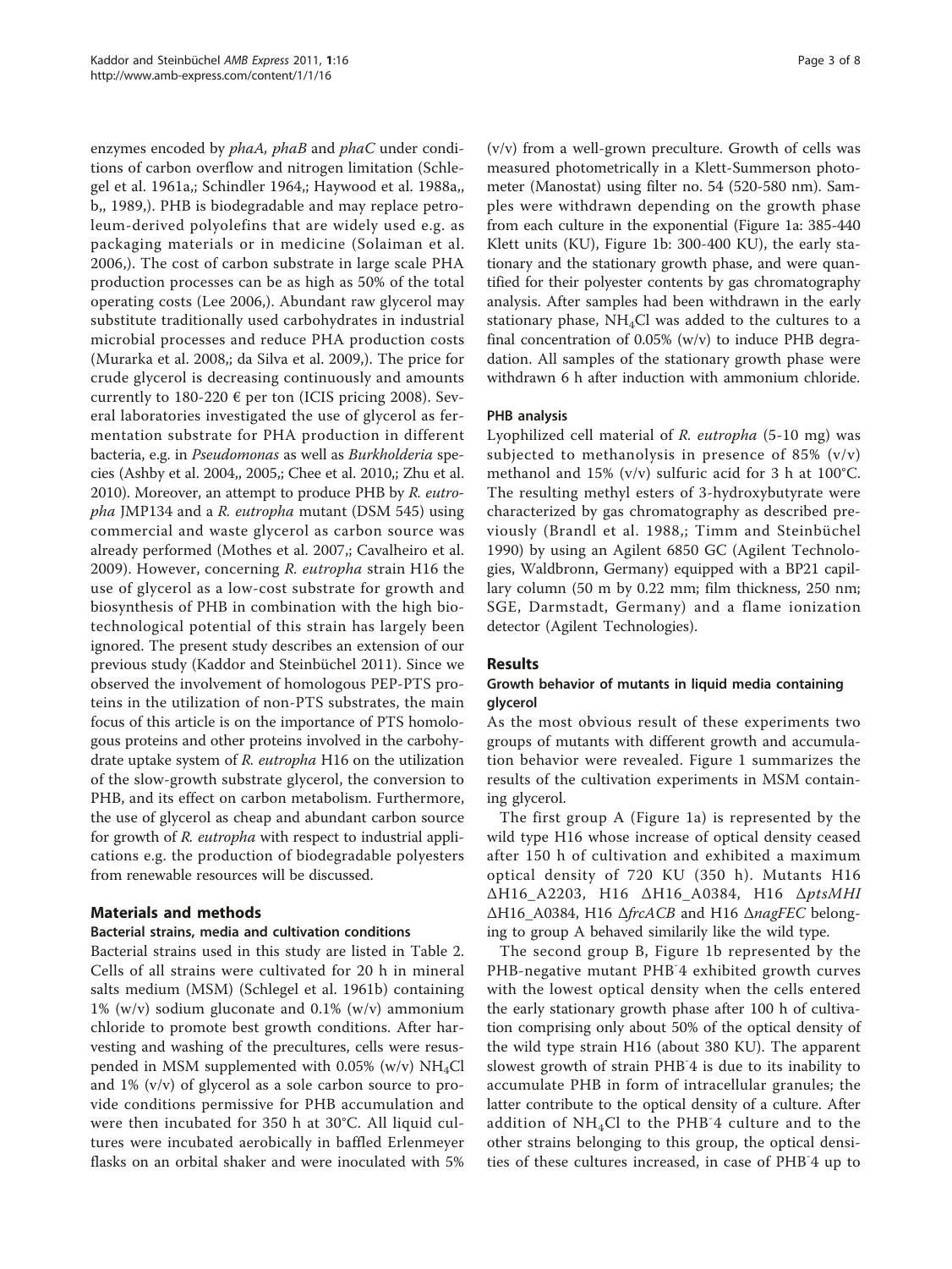enzymes encoded by *phaA*, *phaB* and *phaC* under conditions of carbon overflow and nitrogen limitation (Schlegel et al. 1961a,; Schindler 1964,; Haywood et al. 1988a,, b,, 1989,). PHB is biodegradable and may replace petroleum-derived polyolefins that are widely used e.g. as packaging materials or in medicine (Solaiman et al. 2006,). The cost of carbon substrate in large scale PHA production processes can be as high as 50% of the total operating costs (Lee 2006,). Abundant raw glycerol may substitute traditionally used carbohydrates in industrial microbial processes and reduce PHA production costs (Murarka et al. 2008,; da Silva et al. 2009,). The price for crude glycerol is decreasing continuously and amounts currently to 180-220 € per ton (ICIS pricing 2008). Several laboratories investigated the use of glycerol as fermentation substrate for PHA production in different bacteria, e.g. in *Pseudomonas* as well as *Burkholderia* species (Ashby et al. 2004,, 2005,; Chee et al. 2010,; Zhu et al. 2010). Moreover, an attempt to produce PHB by *R. eutropha* JMP134 and a *R. eutropha* mutant (DSM 545) using commercial and waste glycerol as carbon source was already performed (Mothes et al. 2007,; Cavalheiro et al. 2009). However, concerning *R. eutropha* strain H16 the use of glycerol as a low-cost substrate for growth and biosynthesis of PHB in combination with the high biotechnological potential of this strain has largely been ignored. The present study describes an extension of our previous study (Kaddor and Steinbüchel 2011). Since we observed the involvement of homologous PEP-PTS proteins in the utilization of non-PTS substrates, the main focus of this article is on the importance of PTS homologous proteins and other proteins involved in the carbohydrate uptake system of *R. eutropha* H16 on the utilization of the slow-growth substrate glycerol, the conversion to PHB, and its effect on carbon metabolism. Furthermore, the use of glycerol as cheap and abundant carbon source for growth of *R. eutropha* with respect to industrial applications e.g. the production of biodegradable polyesters from renewable resources will be discussed.

## Materials and methods

### Bacterial strains, media and cultivation conditions

Bacterial strains used in this study are listed in Table 2. Cells of all strains were cultivated for 20 h in mineral salts medium (MSM) (Schlegel et al. 1961b) containing 1% (w/v) sodium gluconate and 0.1% (w/v) ammonium chloride to promote best growth conditions. After harvesting and washing of the precultures, cells were resuspended in MSM supplemented with 0.05% (w/v) $NH_4Cl$ and 1% (v/v) of glycerol as a sole carbon source to provide conditions permissive for PHB accumulation and were then incubated for 350 h at 30°C. All liquid cultures were incubated aerobically in baffled Erlenmeyer flasks on an orbital shaker and were inoculated with 5% (v/v) from a well-grown preculture. Growth of cells was measured photometrically in a Klett-Summerson photometer (Manostat) using filter no. 54 (520-580 nm). Samples were withdrawn depending on the growth phase from each culture in the exponential (Figure 1a: 385-440 Klett units (KU), Figure 1b: 300-400 KU), the early stationary and the stationary growth phase, and were quantified for their polyester contents by gas chromatography analysis. After samples had been withdrawn in the early stationary phase, $NH_4Cl$ was added to the cultures to a final concentration of 0.05% (w/v) to induce PHB degradation. All samples of the stationary growth phase were withdrawn 6 h after induction with ammonium chloride.

### PHB analysis

Lyophilized cell material of *R. eutropha* (5-10 mg) was subjected to methanolysis in presence of 85% (v/v) methanol and 15% (v/v) sulfuric acid for 3 h at 100°C. The resulting methyl esters of 3-hydroxybutyrate were characterized by gas chromatography as described previously (Brandl et al. 1988,; Timm and Steinbüchel 1990) by using an Agilent 6850 GC (Agilent Technologies, Waldbronn, Germany) equipped with a BP21 capillary column (50 m by 0.22 mm; film thickness, 250 nm; SGE, Darmstadt, Germany) and a flame ionization detector (Agilent Technologies).

## Results

### Growth behavior of mutants in liquid media containing glycerol

As the most obvious result of these experiments two groups of mutants with different growth and accumulation behavior were revealed. Figure 1 summarizes the results of the cultivation experiments in MSM containing glycerol.

The first group A (Figure 1a) is represented by the wild type H16 whose increase of optical density ceased after 150 h of cultivation and exhibited a maximum optical density of 720 KU (350 h). Mutants H16 ΔH16_A2203, H16 ΔH16_A0384, H16 Δ*ptsMHI* ΔH16_A0384, H16 Δ*frcACB* and H16 Δ*nagFEC* belonging to group A behaved similarly like the wild type.

The second group B, Figure 1b represented by the PHB-negative mutant PHB$^-$4 exhibited growth curves with the lowest optical density when the cells entered the early stationary growth phase after 100 h of cultivation comprising only about 50% of the optical density of the wild type strain H16 (about 380 KU). The apparent slowest growth of strain PHB$^-$4 is due to its inability to accumulate PHB in form of intracellular granules; the latter contribute to the optical density of a culture. After addition of $NH_4Cl$ to the PHB$^-$4 culture and to the other strains belonging to this group, the optical densities of these cultures increased, in case of PHB$^-$4 up to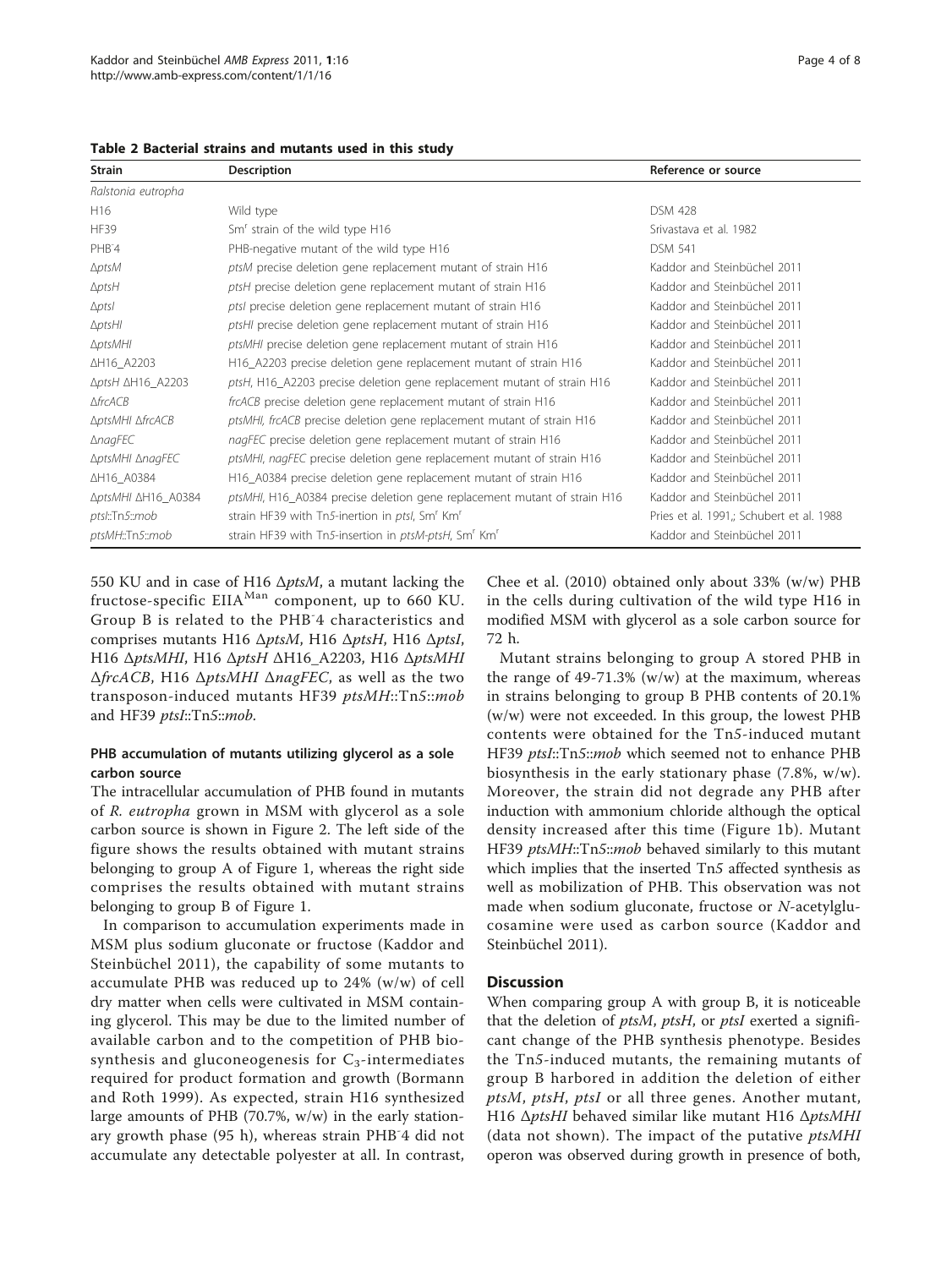**Table 2 Bacterial strains and mutants used in this study**

| Strain | Description | Reference or source |
|---|---|---|
| *Ralstonia eutropha* | | |
| H16 | Wild type | DSM 428 |
| HF39 | $Sm^r$ strain of the wild type H16 | Srivastava et al. 1982 |
| $PHB^-4$ | PHB-negative mutant of the wild type H16 | DSM 541 |
| Δ*ptsM* | *ptsM* precise deletion gene replacement mutant of strain H16 | Kaddor and Steinbüchel 2011 |
| Δ*ptsH* | *ptsH* precise deletion gene replacement mutant of strain H16 | Kaddor and Steinbüchel 2011 |
| Δ*ptsI* | *ptsI* precise deletion gene replacement mutant of strain H16 | Kaddor and Steinbüchel 2011 |
| Δ*ptsHI* | *ptsHI* precise deletion gene replacement mutant of strain H16 | Kaddor and Steinbüchel 2011 |
| Δ*ptsMHI* | *ptsMHI* precise deletion gene replacement mutant of strain H16 | Kaddor and Steinbüchel 2011 |
| ΔH16_A2203 | H16_A2203 precise deletion gene replacement mutant of strain H16 | Kaddor and Steinbüchel 2011 |
| Δ*ptsH* ΔH16_A2203 | *ptsH*, H16_A2203 precise deletion gene replacement mutant of strain H16 | Kaddor and Steinbüchel 2011 |
| Δ*frcACB* | *frcACB* precise deletion gene replacement mutant of strain H16 | Kaddor and Steinbüchel 2011 |
| Δ*ptsMHI* Δ*frcACB* | *ptsMHI*, *frcACB* precise deletion gene replacement mutant of strain H16 | Kaddor and Steinbüchel 2011 |
| Δ*nagFEC* | *nagFEC* precise deletion gene replacement mutant of strain H16 | Kaddor and Steinbüchel 2011 |
| Δ*ptsMHI* Δ*nagFEC* | *ptsMHI*, *nagFEC* precise deletion gene replacement mutant of strain H16 | Kaddor and Steinbüchel 2011 |
| ΔH16_A0384 | H16_A0384 precise deletion gene replacement mutant of strain H16 | Kaddor and Steinbüchel 2011 |
| Δ*ptsMHI* ΔH16_A0384 | *ptsMHI*, H16_A0384 precise deletion gene replacement mutant of strain H16 | Kaddor and Steinbüchel 2011 |
| *ptsI*::Tn*5*::*mob* | strain HF39 with Tn*5*-inertion in *ptsI*, $Sm^r$ $Km^r$ | Pries et al. 1991,; Schubert et al. 1988 |
| *ptsMH*::Tn*5*::*mob* | strain HF39 with Tn*5*-insertion in *ptsM*-*ptsH*, $Sm^r$ $Km^r$ | Kaddor and Steinbüchel 2011 |

550 KU and in case of H16 Δ*ptsM*, a mutant lacking the fructose-specific $EIIA^{Man}$ component, up to 660 KU. Group B is related to the $PHB^-4$ characteristics and comprises mutants H16 Δ*ptsM*, H16 Δ*ptsH*, H16 Δ*ptsI*, H16 Δ*ptsMHI*, H16 Δ*ptsH* ΔH16_A2203, H16 Δ*ptsMHI* Δ*frcACB*, H16 Δ*ptsMHI* Δ*nagFEC*, as well as the two transposon-induced mutants HF39 *ptsMH*::Tn*5*::*mob* and HF39 *ptsI*::Tn*5*::*mob*.

### PHB accumulation of mutants utilizing glycerol as a sole carbon source

The intracellular accumulation of PHB found in mutants of *R. eutropha* grown in MSM with glycerol as a sole carbon source is shown in Figure 2. The left side of the figure shows the results obtained with mutant strains belonging to group A of Figure 1, whereas the right side comprises the results obtained with mutant strains belonging to group B of Figure 1.

In comparison to accumulation experiments made in MSM plus sodium gluconate or fructose (Kaddor and Steinbüchel 2011), the capability of some mutants to accumulate PHB was reduced up to 24% (w/w) of cell dry matter when cells were cultivated in MSM containing glycerol. This may be due to the limited number of available carbon and to the competition of PHB biosynthesis and gluconeogenesis for $C_3$-intermediates required for product formation and growth (Bormann and Roth 1999). As expected, strain H16 synthesized large amounts of PHB (70.7%, w/w) in the early stationary growth phase (95 h), whereas strain $PHB^-4$ did not accumulate any detectable polyester at all. In contrast, Chee et al. (2010) obtained only about 33% (w/w) PHB in the cells during cultivation of the wild type H16 in modified MSM with glycerol as a sole carbon source for 72 h.

Mutant strains belonging to group A stored PHB in the range of 49-71.3% (w/w) at the maximum, whereas in strains belonging to group B PHB contents of 20.1% (w/w) were not exceeded. In this group, the lowest PHB contents were obtained for the Tn*5*-induced mutant HF39 *ptsI*::Tn*5*::*mob* which seemed not to enhance PHB biosynthesis in the early stationary phase (7.8%, w/w). Moreover, the strain did not degrade any PHB after induction with ammonium chloride although the optical density increased after this time (Figure 1b). Mutant HF39 *ptsMH*::Tn*5*::*mob* behaved similarly to this mutant which implies that the inserted Tn*5* affected synthesis as well as mobilization of PHB. This observation was not made when sodium gluconate, fructose or *N*-acetylglucosamine were used as carbon source (Kaddor and Steinbüchel 2011).

## Discussion

When comparing group A with group B, it is noticeable that the deletion of *ptsM*, *ptsH*, or *ptsI* exerted a significant change of the PHB synthesis phenotype. Besides the Tn*5*-induced mutants, the remaining mutants of group B harbored in addition the deletion of either *ptsM*, *ptsH*, *ptsI* or all three genes. Another mutant, H16 Δ*ptsHI* behaved similar like mutant H16 Δ*ptsMHI* (data not shown). The impact of the putative *ptsMHI* operon was observed during growth in presence of both,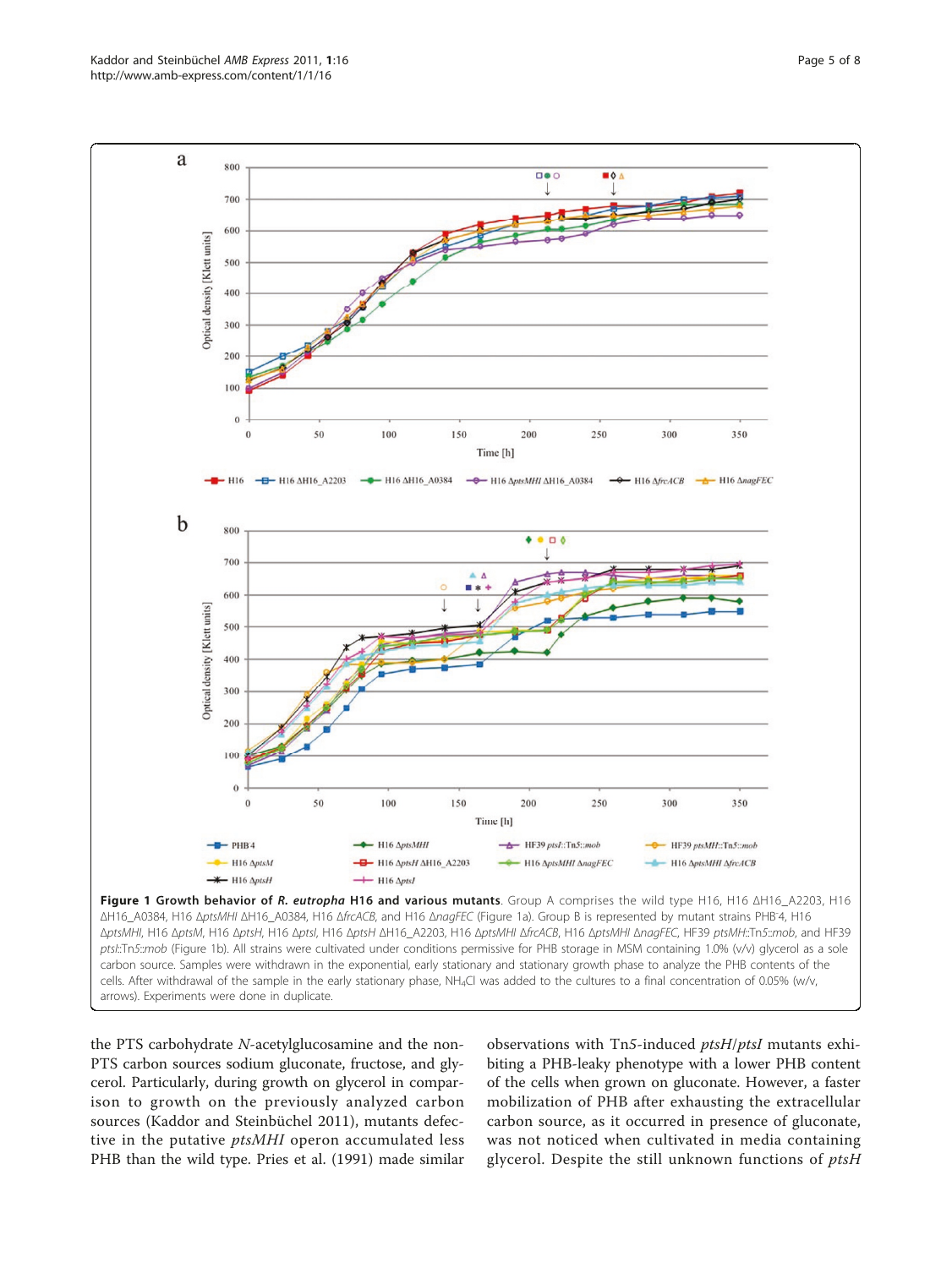**Figure 1 Growth behavior of *R. eutropha* H16 and various mutants**. Group A comprises the wild type H16, H16 ΔH16_A2203, H16 ΔH16_A0384, H16 Δ*ptsMHI* ΔH16_A0384, H16 Δ*frcACB*, and H16 Δ*nagFEC* (Figure 1a). Group B is represented by mutant strains PHB⁻4, H16 Δ*ptsMHI*, H16 Δ*ptsM*, H16 Δ*ptsH*, H16 Δ*ptsI*, H16 Δ*ptsH* ΔH16_A2203, H16 Δ*ptsMHI* Δ*frcACB*, H16 Δ*ptsMHI* Δ*nagFEC*, HF39 *ptsMH*::Tn*5*::*mob*, and HF39 *ptsI*::Tn*5*::*mob* (Figure 1b). All strains were cultivated under conditions permissive for PHB storage in MSM containing 1.0% (v/v) glycerol as a sole carbon source. Samples were withdrawn in the exponential, early stationary and stationary growth phase to analyze the PHB contents of the cells. After withdrawal of the sample in the early stationary phase, $NH_4Cl$ was added to the cultures to a final concentration of 0.05% (w/v, arrows). Experiments were done in duplicate.

the PTS carbohydrate *N*-acetylglucosamine and the non-PTS carbon sources sodium gluconate, fructose, and glycerol. Particularly, during growth on glycerol in comparison to growth on the previously analyzed carbon sources (Kaddor and Steinbüchel 2011), mutants defective in the putative *ptsMHI* operon accumulated less PHB than the wild type. Pries et al. (1991) made similar observations with Tn*5*-induced *ptsH*/*ptsI* mutants exhibiting a PHB-leaky phenotype with a lower PHB content of the cells when grown on gluconate. However, a faster mobilization of PHB after exhausting the extracellular carbon source, as it occurred in presence of gluconate, was not noticed when cultivated in media containing glycerol. Despite the still unknown functions of *ptsH*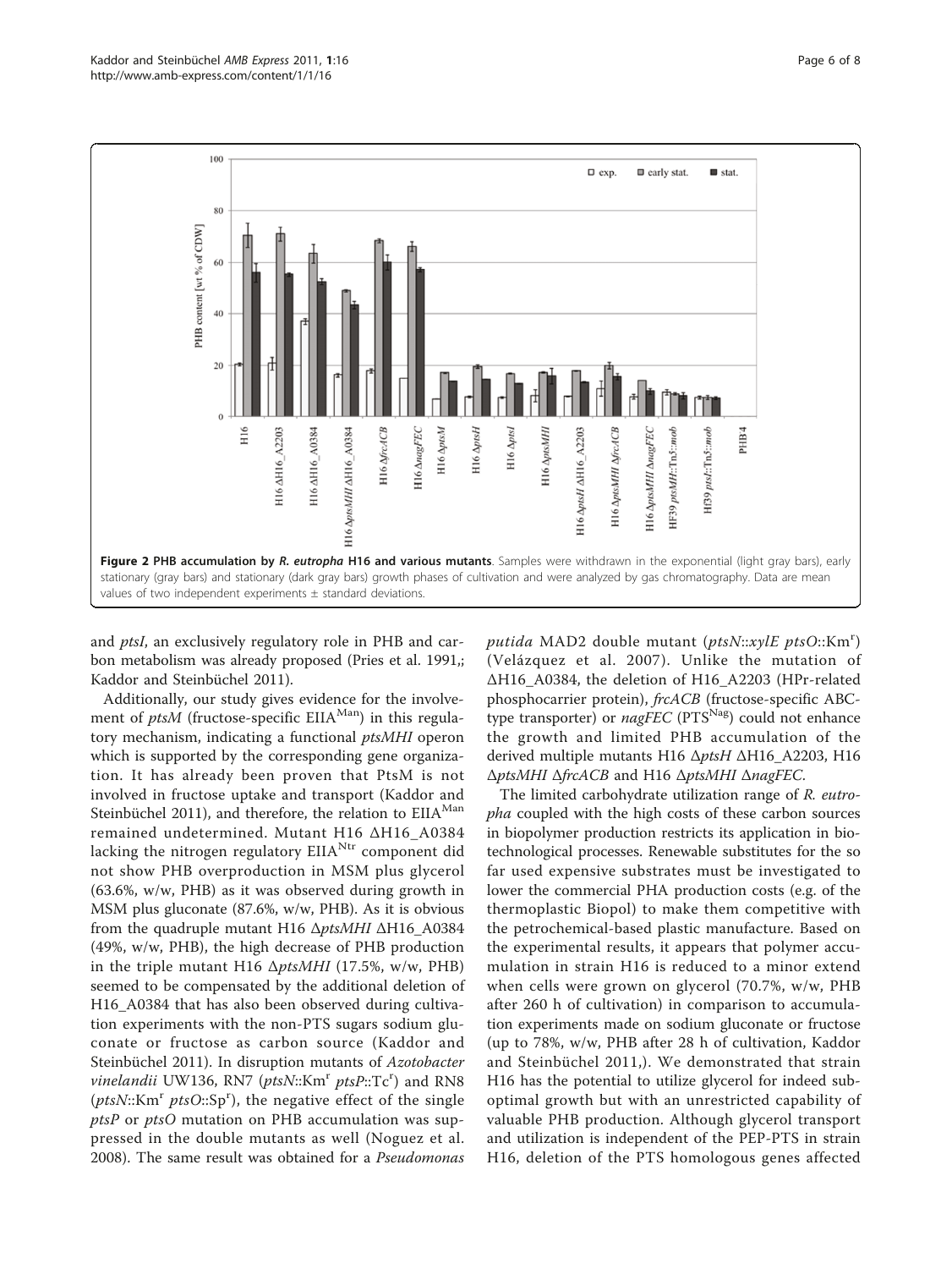**Figure 2 PHB accumulation by *R. eutropha* H16 and various mutants**. Samples were withdrawn in the exponential (light gray bars), early stationary (gray bars) and stationary (dark gray bars) growth phases of cultivation and were analyzed by gas chromatography. Data are mean values of two independent experiments ± standard deviations.

and *ptsI*, an exclusively regulatory role in PHB and carbon metabolism was already proposed (Pries et al. 1991,; Kaddor and Steinbüchel 2011).

Additionally, our study gives evidence for the involvement of *ptsM* (fructose-specific $EIIA^{Man}$) in this regulatory mechanism, indicating a functional *ptsMHI* operon which is supported by the corresponding gene organization. It has already been proven that PtsM is not involved in fructose uptake and transport (Kaddor and Steinbüchel 2011), and therefore, the relation to $EIIA^{Man}$ remained undetermined. Mutant H16 ΔH16_A0384 lacking the nitrogen regulatory $EIIA^{Ntr}$ component did not show PHB overproduction in MSM plus glycerol (63.6%, w/w, PHB) as it was observed during growth in MSM plus gluconate (87.6%, w/w, PHB). As it is obvious from the quadruple mutant H16 Δ*ptsMHI* ΔH16_A0384 (49%, w/w, PHB), the high decrease of PHB production in the triple mutant H16 Δ*ptsMHI* (17.5%, w/w, PHB) seemed to be compensated by the additional deletion of H16_A0384 that has also been observed during cultivation experiments with the non-PTS sugars sodium gluconate or fructose as carbon source (Kaddor and Steinbüchel 2011). In disruption mutants of *Azotobacter vinelandii* UW136, RN7 (*ptsN*::$Km^r$ *ptsP*::$Tc^r$) and RN8 (*ptsN*::$Km^r$ *ptsO*::$Sp^r$), the negative effect of the single *ptsP* or *ptsO* mutation on PHB accumulation was suppressed in the double mutants as well (Noguez et al. 2008). The same result was obtained for a *Pseudomonas putida* MAD2 double mutant (*ptsN*::*xylE* *ptsO*::$Km^r$) (Velázquez et al. 2007). Unlike the mutation of ΔH16_A0384, the deletion of H16_A2203 (HPr-related phosphocarrier protein), *frcACB* (fructose-specific ABC-type transporter) or *nagFEC* ($PTS^{Nag}$) could not enhance the growth and limited PHB accumulation of the derived multiple mutants H16 Δ*ptsH* ΔH16_A2203, H16 Δ*ptsMHI* Δ*frcACB* and H16 Δ*ptsMHI* Δ*nagFEC*.

The limited carbohydrate utilization range of *R. eutropha* coupled with the high costs of these carbon sources in biopolymer production restricts its application in biotechnological processes. Renewable substitutes for the so far used expensive substrates must be investigated to lower the commercial PHA production costs (e.g. of the thermoplastic Biopol) to make them competitive with the petrochemical-based plastic manufacture. Based on the experimental results, it appears that polymer accumulation in strain H16 is reduced to a minor extend when cells were grown on glycerol (70.7%, w/w, PHB after 260 h of cultivation) in comparison to accumulation experiments made on sodium gluconate or fructose (up to 78%, w/w, PHB after 28 h of cultivation, Kaddor and Steinbüchel 2011,). We demonstrated that strain H16 has the potential to utilize glycerol for indeed sub-optimal growth but with an unrestricted capability of valuable PHB production. Although glycerol transport and utilization is independent of the PEP-PTS in strain H16, deletion of the PTS homologous genes affected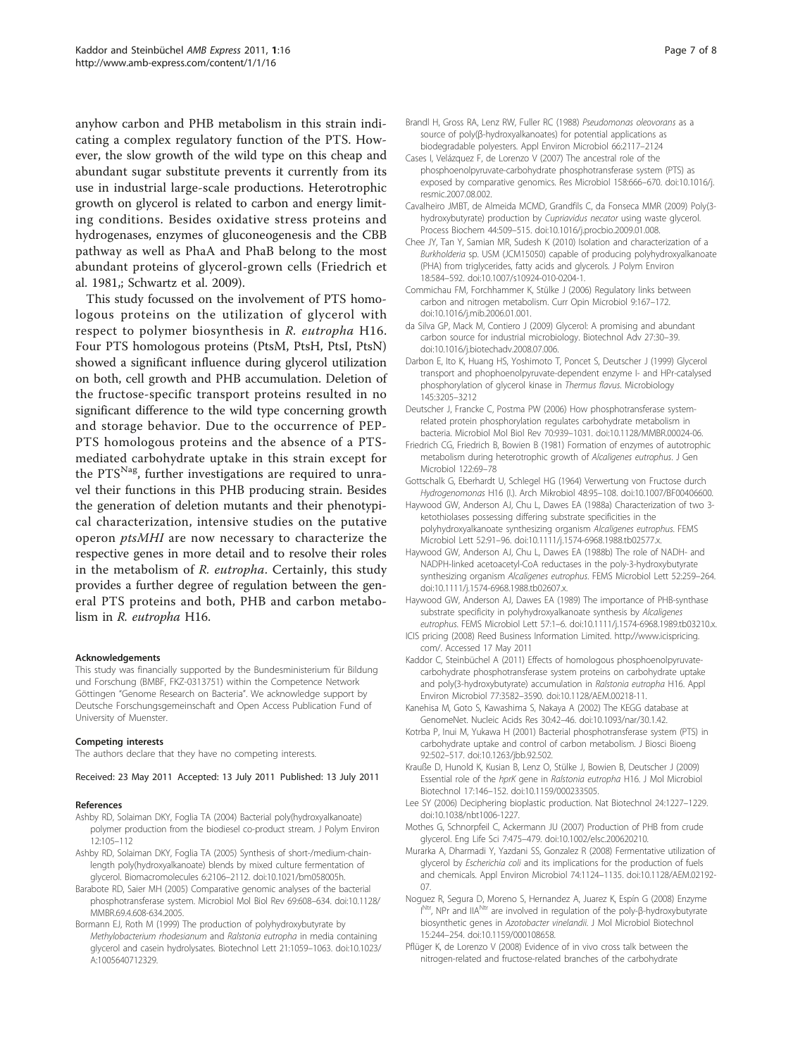anyhow carbon and PHB metabolism in this strain indicating a complex regulatory function of the PTS. However, the slow growth of the wild type on this cheap and abundant sugar substitute prevents it currently from its use in industrial large-scale productions. Heterotrophic growth on glycerol is related to carbon and energy limiting conditions. Besides oxidative stress proteins and hydrogenases, enzymes of gluconeogenesis and the CBB pathway as well as PhaA and PhaB belong to the most abundant proteins of glycerol-grown cells (Friedrich et al. 1981,; Schwartz et al. 2009).

This study focussed on the involvement of PTS homologous proteins on the utilization of glycerol with respect to polymer biosynthesis in *R. eutropha* H16. Four PTS homologous proteins (PtsM, PtsH, PtsI, PtsN) showed a significant influence during glycerol utilization on both, cell growth and PHB accumulation. Deletion of the fructose-specific transport proteins resulted in no significant difference to the wild type concerning growth and storage behavior. Due to the occurrence of PEP-PTS homologous proteins and the absence of a PTS-mediated carbohydrate uptake in this strain except for the $PTS^{Nag}$, further investigations are required to unravel their functions in this PHB producing strain. Besides the generation of deletion mutants and their phenotypical characterization, intensive studies on the putative operon *ptsMHI* are now necessary to characterize the respective genes in more detail and to resolve their roles in the metabolism of *R. eutropha*. Certainly, this study provides a further degree of regulation between the general PTS proteins and both, PHB and carbon metabolism in *R. eutropha* H16.

#### Acknowledgements

This study was financially supported by the Bundesministerium für Bildung und Forschung (BMBF, FKZ-0313751) within the Competence Network Göttingen "Genome Research on Bacteria". We acknowledge support by Deutsche Forschungsgemeinschaft and Open Access Publication Fund of University of Muenster.

#### Competing interests

The authors declare that they have no competing interests.

Received: 23 May 2011 Accepted: 13 July 2011 Published: 13 July 2011

#### References

- Ashby RD, Solaiman DKY, Foglia TA (2004) Bacterial poly(hydroxyalkanoate) polymer production from the biodiesel co-product stream. J Polym Environ 12:105–112
- Ashby RD, Solaiman DKY, Foglia TA (2005) Synthesis of short-/medium-chain-length poly(hydroxyalkanoate) blends by mixed culture fermentation of glycerol. Biomacromolecules 6:2106–2112. doi:10.1021/bm058005h.
- Barabote RD, Saier MH (2005) Comparative genomic analyses of the bacterial phosphotransferase system. Microbiol Mol Biol Rev 69:608–634. doi:10.1128/MMBR.69.4.608-634.2005.
- Bormann EJ, Roth M (1999) The production of polyhydroxybutyrate by *Methylobacterium rhodesianum* and *Ralstonia eutropha* in media containing glycerol and casein hydrolysates. Biotechnol Lett 21:1059–1063. doi:10.1023/A:1005640712329.
- Brandl H, Gross RA, Lenz RW, Fuller RC (1988) *Pseudomonas oleovorans* as a source of poly(β-hydroxyalkanoates) for potential applications as biodegradable polyesters. Appl Environ Microbiol 66:2117–2124
- Cases I, Velázquez F, de Lorenzo V (2007) The ancestral role of the phosphoenolpyruvate-carbohydrate phosphotransferase system (PTS) as exposed by comparative genomics. Res Microbiol 158:666–670. doi:10.1016/j.resmic.2007.08.002.
- Cavalheiro JMBT, de Almeida MCMD, Grandfils C, da Fonseca MMR (2009) Poly(3-hydroxybutyrate) production by *Cupriavidus necator* using waste glycerol. Process Biochem 44:509–515. doi:10.1016/j.procbio.2009.01.008.
- Chee JY, Tan Y, Samian MR, Sudesh K (2010) Isolation and characterization of a *Burkholderia* sp. USM (JCM15050) capable of producing polyhydroxyalkanoate (PHA) from triglycerides, fatty acids and glycerols. J Polym Environ 18:584–592. doi:10.1007/s10924-010-0204-1.
- Commichau FM, Forchhammer K, Stülke J (2006) Regulatory links between carbon and nitrogen metabolism. Curr Opin Microbiol 9:167–172. doi:10.1016/j.mib.2006.01.001.
- da Silva GP, Mack M, Contiero J (2009) Glycerol: A promising and abundant carbon source for industrial microbiology. Biotechnol Adv 27:30–39. doi:10.1016/j.biotechadv.2008.07.006.
- Darbon E, Ito K, Huang HS, Yoshimoto T, Poncet S, Deutscher J (1999) Glycerol transport and phophoenolpyruvate-dependent enzyme I- and HPr-catalysed phosphorylation of glycerol kinase in *Thermus flavus*. Microbiology 145:3205–3212
- Deutscher J, Francke C, Postma PW (2006) How phosphotransferase system-related protein phosphorylation regulates carbohydrate metabolism in bacteria. Microbiol Mol Biol Rev 70:939–1031. doi:10.1128/MMBR.00024-06.
- Friedrich CG, Friedrich B, Bowien B (1981) Formation of enzymes of autotrophic metabolism during heterotrophic growth of *Alcaligenes eutrophus*. J Gen Microbiol 122:69–78
- Gottschalk G, Eberhardt U, Schlegel HG (1964) Verwertung von Fructose durch *Hydrogenomonas* H16 (I.). Arch Mikrobiol 48:95–108. doi:10.1007/BF00406600.
- Haywood GW, Anderson AJ, Chu L, Dawes EA (1988a) Characterization of two 3-ketothiolases possessing differing substrate specificities in the polyhydroxyalkanoate synthesizing organism *Alcaligenes eutrophus*. FEMS Microbiol Lett 52:91–96. doi:10.1111/j.1574-6968.1988.tb02577.x.
- Haywood GW, Anderson AJ, Chu L, Dawes EA (1988b) The role of NADH- and NADPH-linked acetoacetyl-CoA reductases in the poly-3-hydroxybutyrate synthesizing organism *Alcaligenes eutrophus*. FEMS Microbiol Lett 52:259–264. doi:10.1111/j.1574-6968.1988.tb02607.x.
- Haywood GW, Anderson AJ, Dawes EA (1989) The importance of PHB-synthase substrate specificity in polyhydroxyalkanoate synthesis by *Alcaligenes eutrophus*. FEMS Microbiol Lett 57:1–6. doi:10.1111/j.1574-6968.1989.tb03210.x.
- ICIS pricing (2008) Reed Business Information Limited. http://www.icispricing.com/. Accessed 17 May 2011
- Kaddor C, Steinbüchel A (2011) Effects of homologous phosphoenolpyruvate-carbohydrate phosphotransferase system proteins on carbohydrate uptake and poly(3-hydroxybutyrate) accumulation in *Ralstonia eutropha* H16. Appl Environ Microbiol 77:3582–3590. doi:10.1128/AEM.00218-11.
- Kanehisa M, Goto S, Kawashima S, Nakaya A (2002) The KEGG database at GenomeNet. Nucleic Acids Res 30:42–46. doi:10.1093/nar/30.1.42.
- Kotrba P, Inui M, Yukawa H (2001) Bacterial phosphotransferase system (PTS) in carbohydrate uptake and control of carbon metabolism. J Biosci Bioeng 92:502–517. doi:10.1263/jbb.92.502.
- Krauße D, Hunold K, Kusian B, Lenz O, Stülke J, Bowien B, Deutscher J (2009) Essential role of the *hprK* gene in *Ralstonia eutropha* H16. J Mol Microbiol Biotechnol 17:146–152. doi:10.1159/000233505.
- Lee SY (2006) Deciphering bioplastic production. Nat Biotechnol 24:1227–1229. doi:10.1038/nbt1006-1227.
- Mothes G, Schnorpfeil C, Ackermann JU (2007) Production of PHB from crude glycerol. Eng Life Sci 7:475–479. doi:10.1002/elsc.200620210.
- Murarka A, Dharmadi Y, Yazdani SS, Gonzalez R (2008) Fermentative utilization of glycerol by *Escherichia coli* and its implications for the production of fuels and chemicals. Appl Environ Microbiol 74:1124–1135. doi:10.1128/AEM.02192-07.
- Noguez R, Segura D, Moreno S, Hernandez A, Juarez K, Espín G (2008) Enzyme $I^{Ntr}$, NPr and $IIA^{Ntr}$ are involved in regulation of the poly-β-hydroxybutyrate biosynthetic genes in *Azotobacter vinelandii*. J Mol Microbiol Biotechnol 15:244–254. doi:10.1159/000108658.
- Pflüger K, de Lorenzo V (2008) Evidence of in vivo cross talk between the nitrogen-related and fructose-related branches of the carbohydrate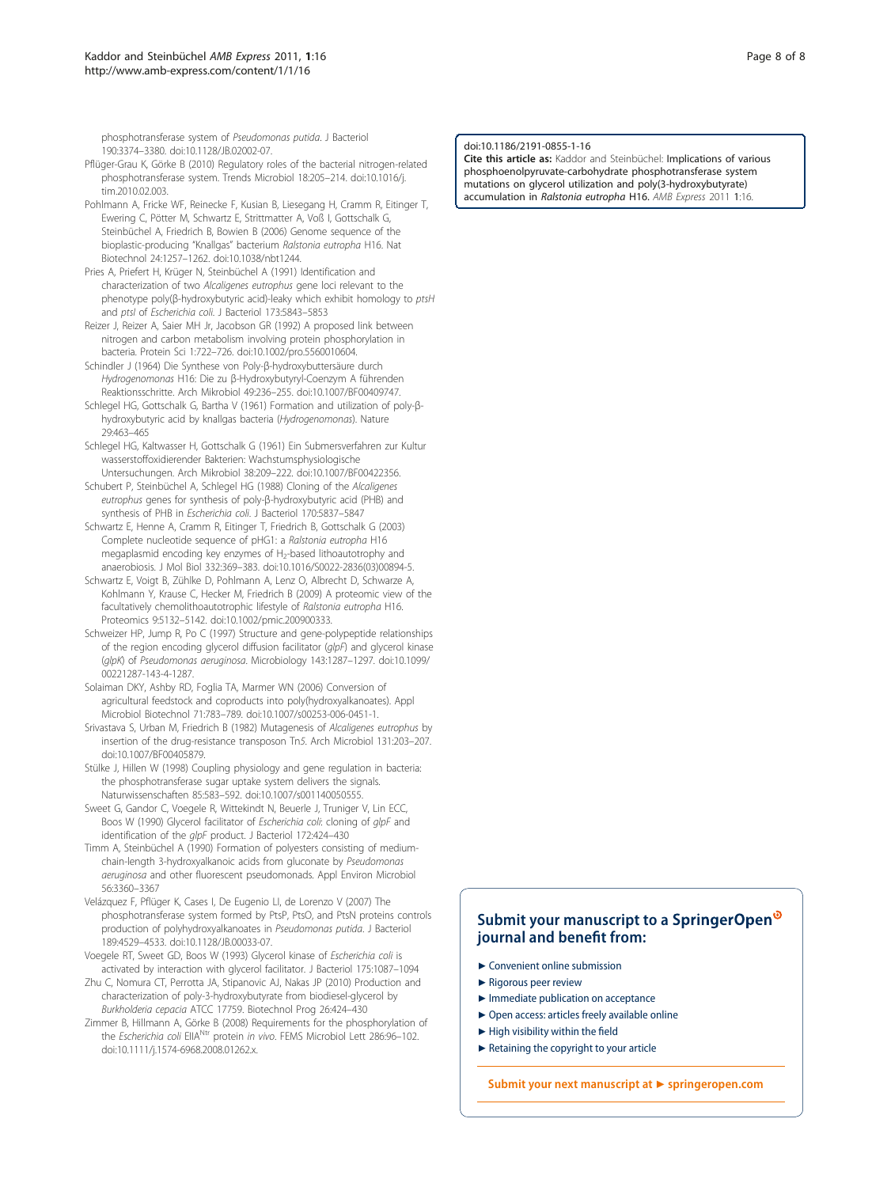phosphotransferase system of *Pseudomonas putida*. J Bacteriol 190:3374–3380. doi:10.1128/JB.02002-07.

Pflüger-Grau K, Görke B (2010) Regulatory roles of the bacterial nitrogen-related phosphotransferase system. Trends Microbiol 18:205–214. doi:10.1016/j.tim.2010.02.003.

Pohlmann A, Fricke WF, Reinecke F, Kusian B, Liesegang H, Cramm R, Eitinger T, Ewering C, Pötter M, Schwartz E, Strittmatter A, Voß I, Gottschalk G, Steinbüchel A, Friedrich B, Bowien B (2006) Genome sequence of the bioplastic-producing "Knallgas" bacterium *Ralstonia eutropha* H16. Nat Biotechnol 24:1257–1262. doi:10.1038/nbt1244.

Pries A, Priefert H, Krüger N, Steinbüchel A (1991) Identification and characterization of two *Alcaligenes eutrophus* gene loci relevant to the phenotype poly(β-hydroxybutyric acid)-leaky which exhibit homology to *ptsH* and *ptsI* of *Escherichia coli*. J Bacteriol 173:5843–5853

Reizer J, Reizer A, Saier MH Jr, Jacobson GR (1992) A proposed link between nitrogen and carbon metabolism involving protein phosphorylation in bacteria. Protein Sci 1:722–726. doi:10.1002/pro.5560010604.

Schindler J (1964) Die Synthese von Poly-β-hydroxybuttersäure durch *Hydrogenomonas* H16: Die zu β-Hydroxybutyryl-Coenzym A führenden Reaktionsschritte. Arch Mikrobiol 49:236–255. doi:10.1007/BF00409747.

Schlegel HG, Gottschalk G, Bartha V (1961) Formation and utilization of poly-β-hydroxybutyric acid by knallgas bacteria (*Hydrogenomonas*). Nature 29:463–465

Schlegel HG, Kaltwasser H, Gottschalk G (1961) Ein Submersverfahren zur Kultur wasserstoffoxidierender Bakterien: Wachstumsphysiologische Untersuchungen. Arch Mikrobiol 38:209–222. doi:10.1007/BF00422356.

Schubert P, Steinbüchel A, Schlegel HG (1988) Cloning of the *Alcaligenes eutrophus* genes for synthesis of poly-β-hydroxybutyric acid (PHB) and synthesis of PHB in *Escherichia coli*. J Bacteriol 170:5837–5847

Schwartz E, Henne A, Cramm R, Eitinger T, Friedrich B, Gottschalk G (2003) Complete nucleotide sequence of pHG1: a *Ralstonia eutropha* H16 megaplasmid encoding key enzymes of $H_2$-based lithoautotrophy and anaerobiosis. J Mol Biol 332:369–383. doi:10.1016/S0022-2836(03)00894-5.

Schwartz E, Voigt B, Zühlke D, Pohlmann A, Lenz O, Albrecht D, Schwarze A, Kohlmann Y, Krause C, Hecker M, Friedrich B (2009) A proteomic view of the facultatively chemolithoautotrophic lifestyle of *Ralstonia eutropha* H16. Proteomics 9:5132–5142. doi:10.1002/pmic.200900333.

Schweizer HP, Jump R, Po C (1997) Structure and gene-polypeptide relationships of the region encoding glycerol diffusion facilitator (*glpF*) and glycerol kinase (*glpK*) of *Pseudomonas aeruginosa*. Microbiology 143:1287–1297. doi:10.1099/00221287-143-4-1287.

Solaiman DKY, Ashby RD, Foglia TA, Marmer WN (2006) Conversion of agricultural feedstock and coproducts into poly(hydroxyalkanoates). Appl Microbiol Biotechnol 71:783–789. doi:10.1007/s00253-006-0451-1.

Srivastava S, Urban M, Friedrich B (1982) Mutagenesis of *Alcaligenes eutrophus* by insertion of the drug-resistance transposon Tn*5*. Arch Microbiol 131:203–207. doi:10.1007/BF00405879.

Stülke J, Hillen W (1998) Coupling physiology and gene regulation in bacteria: the phosphotransferase sugar uptake system delivers the signals. Naturwissenschaften 85:583–592. doi:10.1007/s001140050555.

Sweet G, Gandor C, Voegele R, Wittekindt N, Beuerle J, Truniger V, Lin ECC, Boos W (1990) Glycerol facilitator of *Escherichia coli*: cloning of *glpF* and identification of the *glpF* product. J Bacteriol 172:424–430

Timm A, Steinbüchel A (1990) Formation of polyesters consisting of medium-chain-length 3-hydroxyalkanoic acids from gluconate by *Pseudomonas aeruginosa* and other fluorescent pseudomonads. Appl Environ Microbiol 56:3360–3367

Velázquez F, Pflüger K, Cases I, De Eugenio LI, de Lorenzo V (2007) The phosphotransferase system formed by PtsP, PtsO, and PtsN proteins controls production of polyhydroxyalkanoates in *Pseudomonas putida*. J Bacteriol 189:4529–4533. doi:10.1128/JB.00033-07.

Voegele RT, Sweet GD, Boos W (1993) Glycerol kinase of *Escherichia coli* is activated by interaction with glycerol facilitator. J Bacteriol 175:1087–1094

Zhu C, Nomura CT, Perrotta JA, Stipanovic AJ, Nakas JP (2010) Production and characterization of poly-3-hydroxybutyrate from biodiesel-glycerol by *Burkholderia cepacia* ATCC 17759. Biotechnol Prog 26:424–430

Zimmer B, Hillmann A, Görke B (2008) Requirements for the phosphorylation of the *Escherichia coli* $EIIA^{Ntr}$ protein *in vivo*. FEMS Microbiol Lett 286:96–102. doi:10.1111/j.1574-6968.2008.01262.x.

doi:10.1186/2191-0855-1-16

**Cite this article as:** Kaddor and Steinbüchel: Implications of various phosphoenolpyruvate-carbohydrate phosphotransferase system mutations on glycerol utilization and poly(3-hydroxybutyrate) accumulation in *Ralstonia eutropha* H16. *AMB Express* 2011 **1**:16.

## Submit your manuscript to a SpringerOpen journal and benefit from:

- ► Convenient online submission
- ► Rigorous peer review
- ► Immediate publication on acceptance
- ► Open access: articles freely available online
- ► High visibility within the field
- ► Retaining the copyright to your article

**Submit your next manuscript at ► springeropen.com**